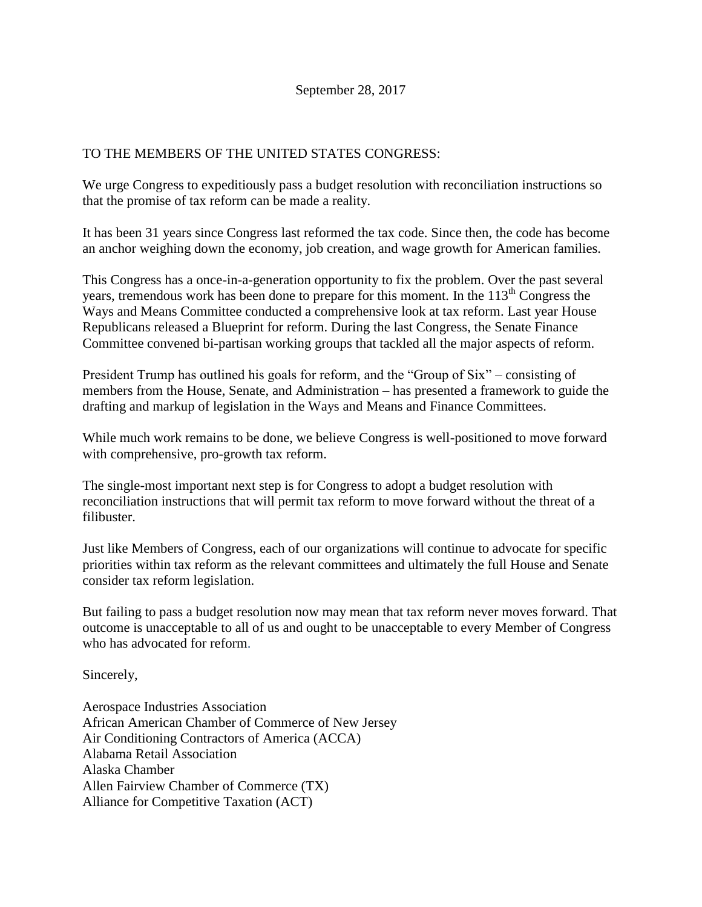September 28, 2017

TO THE MEMBERS OF THE UNITED STATES CONGRESS:

We urge Congress to expeditiously pass a budget resolution with reconciliation instructions so that the promise of tax reform can be made a reality.

It has been 31 years since Congress last reformed the tax code. Since then, the code has become an anchor weighing down the economy, job creation, and wage growth for American families.

This Congress has a once-in-a-generation opportunity to fix the problem. Over the past several years, tremendous work has been done to prepare for this moment. In the 113th Congress the Ways and Means Committee conducted a comprehensive look at tax reform. Last year House Republicans released a Blueprint for reform. During the last Congress, the Senate Finance Committee convened bi-partisan working groups that tackled all the major aspects of reform.

President Trump has outlined his goals for reform, and the "Group of Six" – consisting of members from the House, Senate, and Administration – has presented a framework to guide the drafting and markup of legislation in the Ways and Means and Finance Committees.

While much work remains to be done, we believe Congress is well-positioned to move forward with comprehensive, pro-growth tax reform.

The single-most important next step is for Congress to adopt a budget resolution with reconciliation instructions that will permit tax reform to move forward without the threat of a filibuster.

Just like Members of Congress, each of our organizations will continue to advocate for specific priorities within tax reform as the relevant committees and ultimately the full House and Senate consider tax reform legislation.

But failing to pass a budget resolution now may mean that tax reform never moves forward. That outcome is unacceptable to all of us and ought to be unacceptable to every Member of Congress who has advocated for reform.

Sincerely,

Aerospace Industries Association
African American Chamber of Commerce of New Jersey
Air Conditioning Contractors of America (ACCA)
Alabama Retail Association
Alaska Chamber
Allen Fairview Chamber of Commerce (TX)
Alliance for Competitive Taxation (ACT)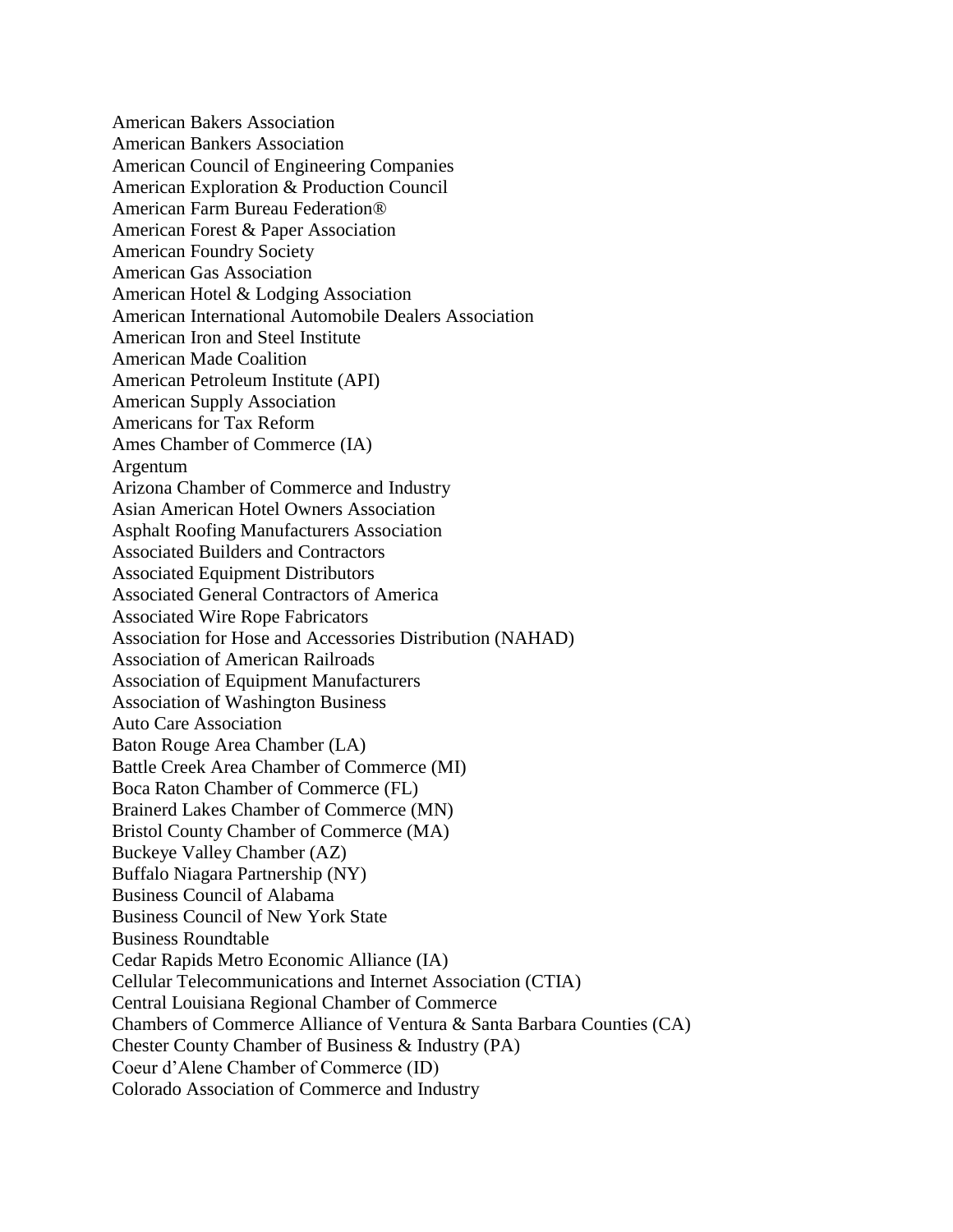American Bakers Association
American Bankers Association
American Council of Engineering Companies
American Exploration & Production Council
American Farm Bureau Federation®
American Forest & Paper Association
American Foundry Society
American Gas Association
American Hotel & Lodging Association
American International Automobile Dealers Association
American Iron and Steel Institute
American Made Coalition
American Petroleum Institute (API)
American Supply Association
Americans for Tax Reform
Ames Chamber of Commerce (IA)
Argentum
Arizona Chamber of Commerce and Industry
Asian American Hotel Owners Association
Asphalt Roofing Manufacturers Association
Associated Builders and Contractors
Associated Equipment Distributors
Associated General Contractors of America
Associated Wire Rope Fabricators
Association for Hose and Accessories Distribution (NAHAD)
Association of American Railroads
Association of Equipment Manufacturers
Association of Washington Business
Auto Care Association
Baton Rouge Area Chamber (LA)
Battle Creek Area Chamber of Commerce (MI)
Boca Raton Chamber of Commerce (FL)
Brainerd Lakes Chamber of Commerce (MN)
Bristol County Chamber of Commerce (MA)
Buckeye Valley Chamber (AZ)
Buffalo Niagara Partnership (NY)
Business Council of Alabama
Business Council of New York State
Business Roundtable
Cedar Rapids Metro Economic Alliance (IA)
Cellular Telecommunications and Internet Association (CTIA)
Central Louisiana Regional Chamber of Commerce
Chambers of Commerce Alliance of Ventura & Santa Barbara Counties (CA)
Chester County Chamber of Business & Industry (PA)
Coeur d'Alene Chamber of Commerce (ID)
Colorado Association of Commerce and Industry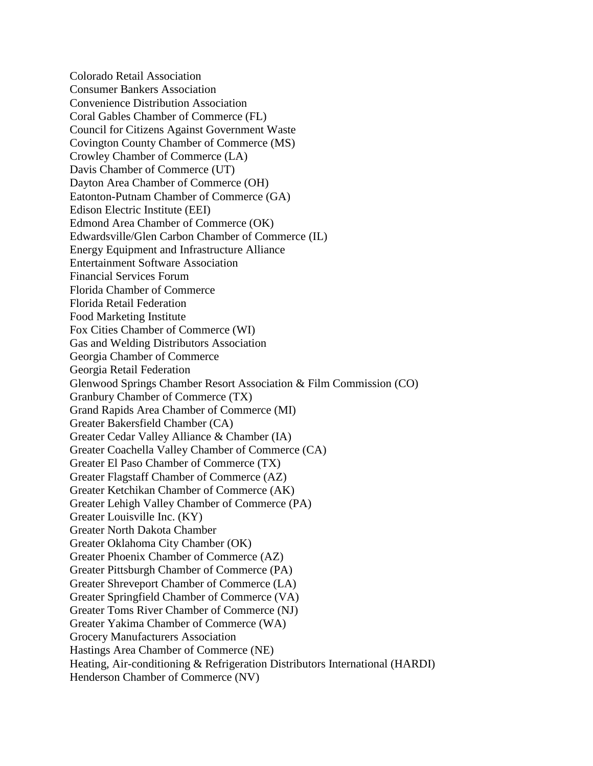Colorado Retail Association
Consumer Bankers Association
Convenience Distribution Association
Coral Gables Chamber of Commerce (FL)
Council for Citizens Against Government Waste
Covington County Chamber of Commerce (MS)
Crowley Chamber of Commerce (LA)
Davis Chamber of Commerce (UT)
Dayton Area Chamber of Commerce (OH)
Eatonton-Putnam Chamber of Commerce (GA)
Edison Electric Institute (EEI)
Edmond Area Chamber of Commerce (OK)
Edwardsville/Glen Carbon Chamber of Commerce (IL)
Energy Equipment and Infrastructure Alliance
Entertainment Software Association
Financial Services Forum
Florida Chamber of Commerce
Florida Retail Federation
Food Marketing Institute
Fox Cities Chamber of Commerce (WI)
Gas and Welding Distributors Association
Georgia Chamber of Commerce
Georgia Retail Federation
Glenwood Springs Chamber Resort Association & Film Commission (CO)
Granbury Chamber of Commerce (TX)
Grand Rapids Area Chamber of Commerce (MI)
Greater Bakersfield Chamber (CA)
Greater Cedar Valley Alliance & Chamber (IA)
Greater Coachella Valley Chamber of Commerce (CA)
Greater El Paso Chamber of Commerce (TX)
Greater Flagstaff Chamber of Commerce (AZ)
Greater Ketchikan Chamber of Commerce (AK)
Greater Lehigh Valley Chamber of Commerce (PA)
Greater Louisville Inc. (KY)
Greater North Dakota Chamber
Greater Oklahoma City Chamber (OK)
Greater Phoenix Chamber of Commerce (AZ)
Greater Pittsburgh Chamber of Commerce (PA)
Greater Shreveport Chamber of Commerce (LA)
Greater Springfield Chamber of Commerce (VA)
Greater Toms River Chamber of Commerce (NJ)
Greater Yakima Chamber of Commerce (WA)
Grocery Manufacturers Association
Hastings Area Chamber of Commerce (NE)
Heating, Air-conditioning & Refrigeration Distributors International (HARDI)
Henderson Chamber of Commerce (NV)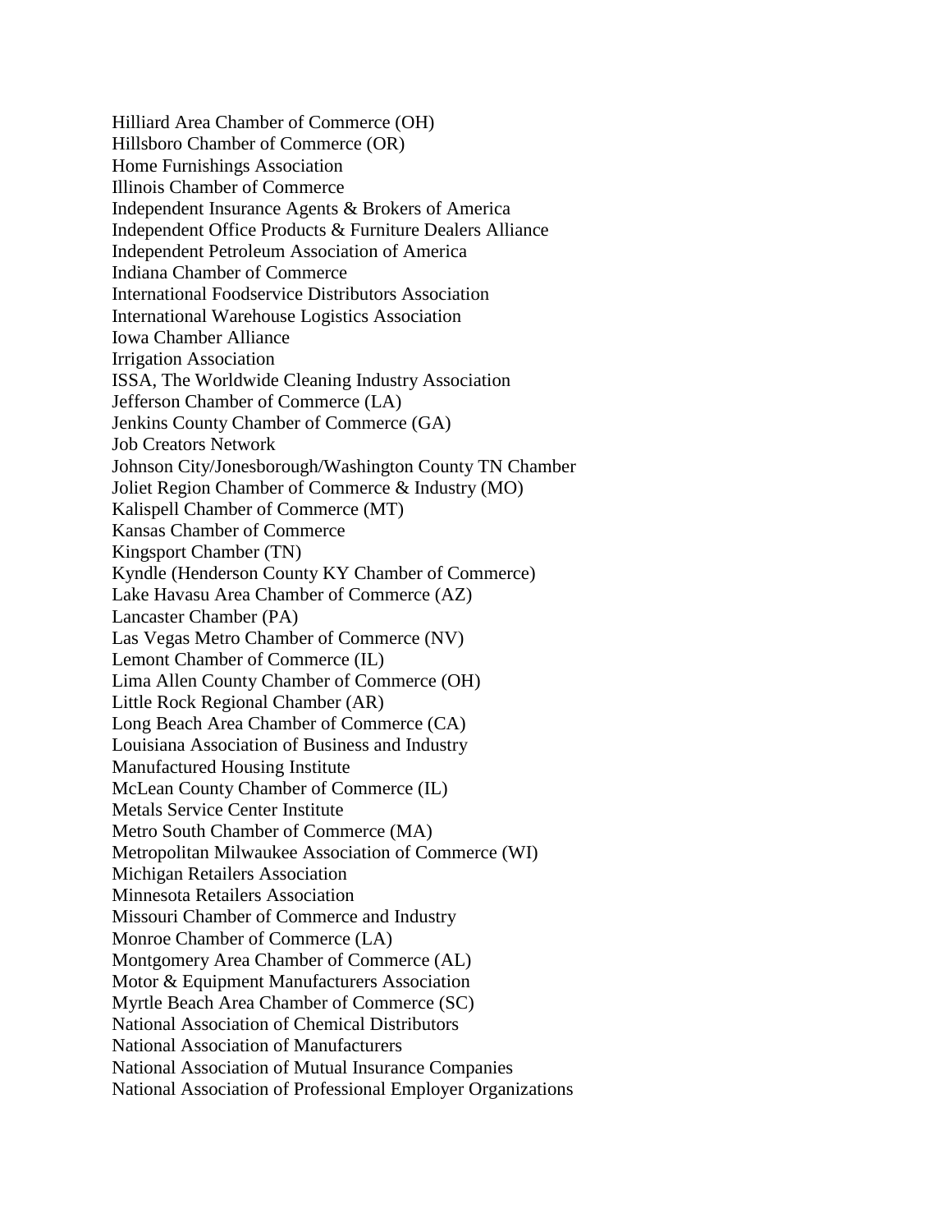Hilliard Area Chamber of Commerce (OH)
Hillsboro Chamber of Commerce (OR)
Home Furnishings Association
Illinois Chamber of Commerce
Independent Insurance Agents & Brokers of America
Independent Office Products & Furniture Dealers Alliance
Independent Petroleum Association of America
Indiana Chamber of Commerce
International Foodservice Distributors Association
International Warehouse Logistics Association
Iowa Chamber Alliance
Irrigation Association
ISSA, The Worldwide Cleaning Industry Association
Jefferson Chamber of Commerce (LA)
Jenkins County Chamber of Commerce (GA)
Job Creators Network
Johnson City/Jonesborough/Washington County TN Chamber
Joliet Region Chamber of Commerce & Industry (MO)
Kalispell Chamber of Commerce (MT)
Kansas Chamber of Commerce
Kingsport Chamber (TN)
Kyndle (Henderson County KY Chamber of Commerce)
Lake Havasu Area Chamber of Commerce (AZ)
Lancaster Chamber (PA)
Las Vegas Metro Chamber of Commerce (NV)
Lemont Chamber of Commerce (IL)
Lima Allen County Chamber of Commerce (OH)
Little Rock Regional Chamber (AR)
Long Beach Area Chamber of Commerce (CA)
Louisiana Association of Business and Industry
Manufactured Housing Institute
McLean County Chamber of Commerce (IL)
Metals Service Center Institute
Metro South Chamber of Commerce (MA)
Metropolitan Milwaukee Association of Commerce (WI)
Michigan Retailers Association
Minnesota Retailers Association
Missouri Chamber of Commerce and Industry
Monroe Chamber of Commerce (LA)
Montgomery Area Chamber of Commerce (AL)
Motor & Equipment Manufacturers Association
Myrtle Beach Area Chamber of Commerce (SC)
National Association of Chemical Distributors
National Association of Manufacturers
National Association of Mutual Insurance Companies
National Association of Professional Employer Organizations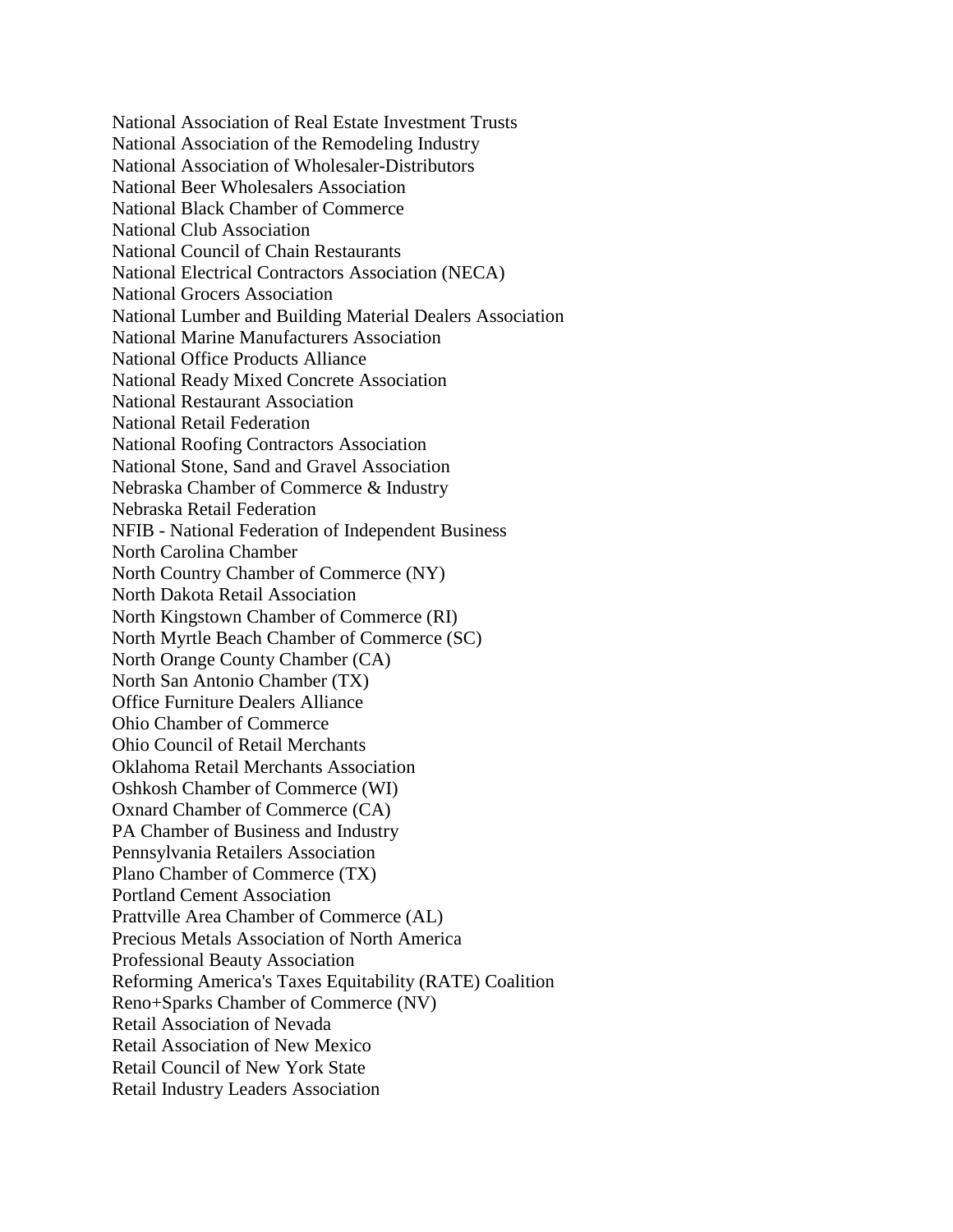National Association of Real Estate Investment Trusts
National Association of the Remodeling Industry
National Association of Wholesaler-Distributors
National Beer Wholesalers Association
National Black Chamber of Commerce
National Club Association
National Council of Chain Restaurants
National Electrical Contractors Association (NECA)
National Grocers Association
National Lumber and Building Material Dealers Association
National Marine Manufacturers Association
National Office Products Alliance
National Ready Mixed Concrete Association
National Restaurant Association
National Retail Federation
National Roofing Contractors Association
National Stone, Sand and Gravel Association
Nebraska Chamber of Commerce & Industry
Nebraska Retail Federation
NFIB - National Federation of Independent Business
North Carolina Chamber
North Country Chamber of Commerce (NY)
North Dakota Retail Association
North Kingstown Chamber of Commerce (RI)
North Myrtle Beach Chamber of Commerce (SC)
North Orange County Chamber (CA)
North San Antonio Chamber (TX)
Office Furniture Dealers Alliance
Ohio Chamber of Commerce
Ohio Council of Retail Merchants
Oklahoma Retail Merchants Association
Oshkosh Chamber of Commerce (WI)
Oxnard Chamber of Commerce (CA)
PA Chamber of Business and Industry
Pennsylvania Retailers Association
Plano Chamber of Commerce (TX)
Portland Cement Association
Prattville Area Chamber of Commerce (AL)
Precious Metals Association of North America
Professional Beauty Association
Reforming America's Taxes Equitability (RATE) Coalition
Reno+Sparks Chamber of Commerce (NV)
Retail Association of Nevada
Retail Association of New Mexico
Retail Council of New York State
Retail Industry Leaders Association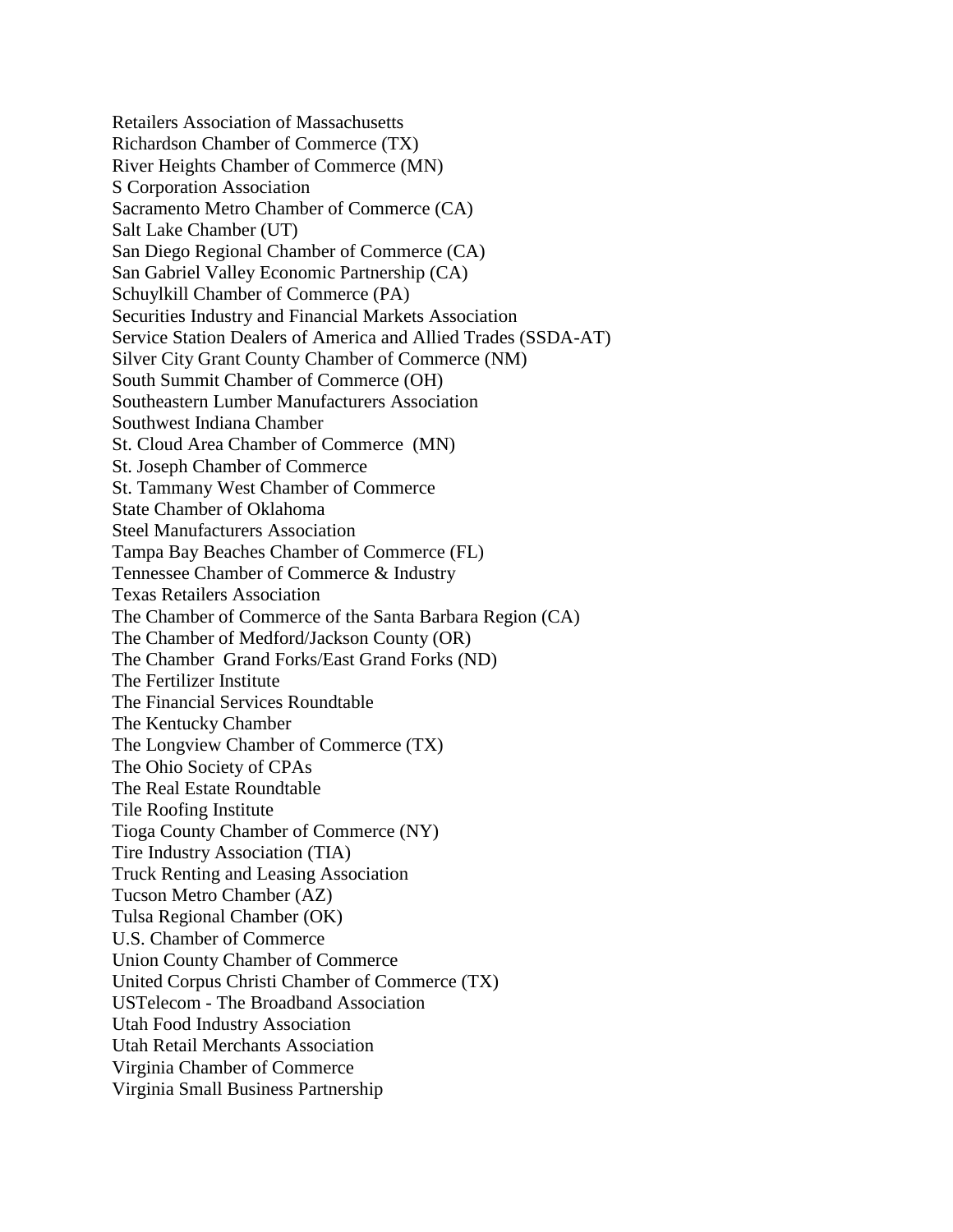Retailers Association of Massachusetts
Richardson Chamber of Commerce (TX)
River Heights Chamber of Commerce (MN)
S Corporation Association
Sacramento Metro Chamber of Commerce (CA)
Salt Lake Chamber (UT)
San Diego Regional Chamber of Commerce (CA)
San Gabriel Valley Economic Partnership (CA)
Schuylkill Chamber of Commerce (PA)
Securities Industry and Financial Markets Association
Service Station Dealers of America and Allied Trades (SSDA-AT)
Silver City Grant County Chamber of Commerce (NM)
South Summit Chamber of Commerce (OH)
Southeastern Lumber Manufacturers Association
Southwest Indiana Chamber
St. Cloud Area Chamber of Commerce (MN)
St. Joseph Chamber of Commerce
St. Tammany West Chamber of Commerce
State Chamber of Oklahoma
Steel Manufacturers Association
Tampa Bay Beaches Chamber of Commerce (FL)
Tennessee Chamber of Commerce & Industry
Texas Retailers Association
The Chamber of Commerce of the Santa Barbara Region (CA)
The Chamber of Medford/Jackson County (OR)
The Chamber Grand Forks/East Grand Forks (ND)
The Fertilizer Institute
The Financial Services Roundtable
The Kentucky Chamber
The Longview Chamber of Commerce (TX)
The Ohio Society of CPAs
The Real Estate Roundtable
Tile Roofing Institute
Tioga County Chamber of Commerce (NY)
Tire Industry Association (TIA)
Truck Renting and Leasing Association
Tucson Metro Chamber (AZ)
Tulsa Regional Chamber (OK)
U.S. Chamber of Commerce
Union County Chamber of Commerce
United Corpus Christi Chamber of Commerce (TX)
USTelecom - The Broadband Association
Utah Food Industry Association
Utah Retail Merchants Association
Virginia Chamber of Commerce
Virginia Small Business Partnership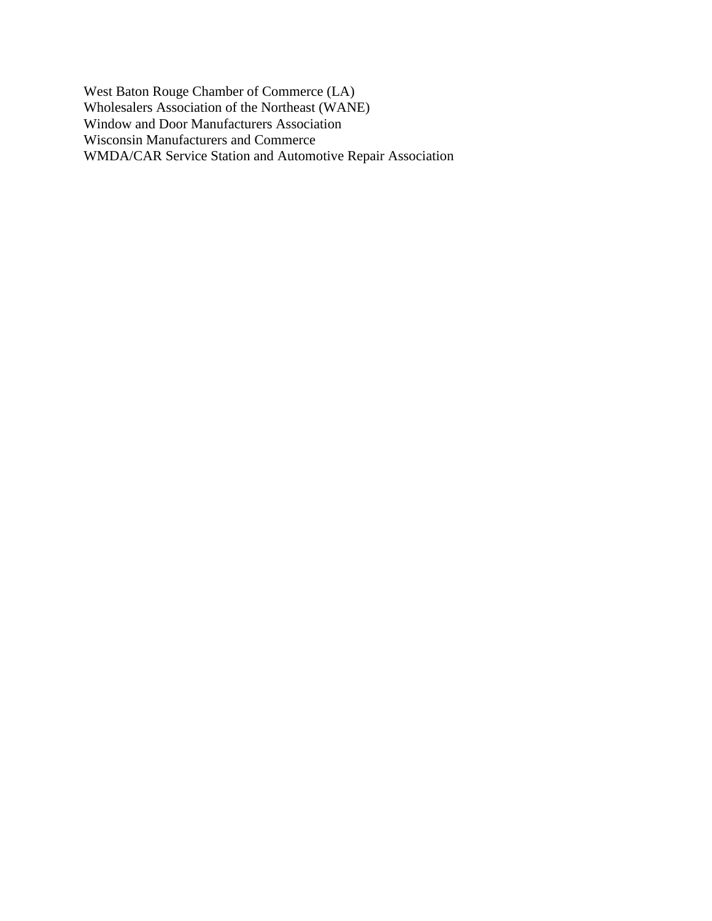West Baton Rouge Chamber of Commerce (LA)
Wholesalers Association of the Northeast (WANE)
Window and Door Manufacturers Association
Wisconsin Manufacturers and Commerce
WMDA/CAR Service Station and Automotive Repair Association